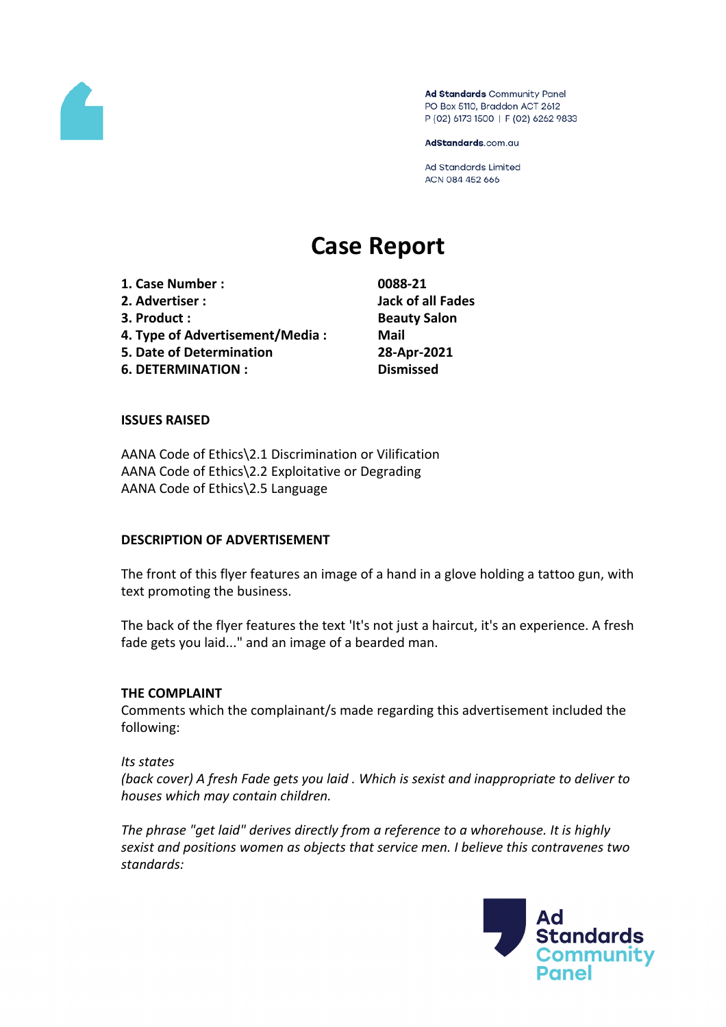Ad Standards Community Panel
PO Box 5110, Braddon ACT 2612
P (02) 6173 1500 | F (02) 6262 9833

AdStandards.com.au

Ad Standards Limited
ACN 084 452 666

# Case Report

| | |
|---|---|
| **1. Case Number :** | **0088-21** |
| **2. Advertiser :** | **Jack of all Fades** |
| **3. Product :** | **Beauty Salon** |
| **4. Type of Advertisement/Media :** | **Mail** |
| **5. Date of Determination** | **28-Apr-2021** |
| **6. DETERMINATION :** | **Dismissed** |

**ISSUES RAISED**

AANA Code of Ethics\2.1 Discrimination or Vilification
AANA Code of Ethics\2.2 Exploitative or Degrading
AANA Code of Ethics\2.5 Language

**DESCRIPTION OF ADVERTISEMENT**

The front of this flyer features an image of a hand in a glove holding a tattoo gun, with text promoting the business.

The back of the flyer features the text 'It's not just a haircut, it's an experience. A fresh fade gets you laid..." and an image of a bearded man.

**THE COMPLAINT**

Comments which the complainant/s made regarding this advertisement included the following:

*Its states*
*(back cover) A fresh Fade gets you laid . Which is sexist and inappropriate to deliver to houses which may contain children.*

*The phrase "get laid" derives directly from a reference to a whorehouse. It is highly sexist and positions women as objects that service men. I believe this contravenes two standards:*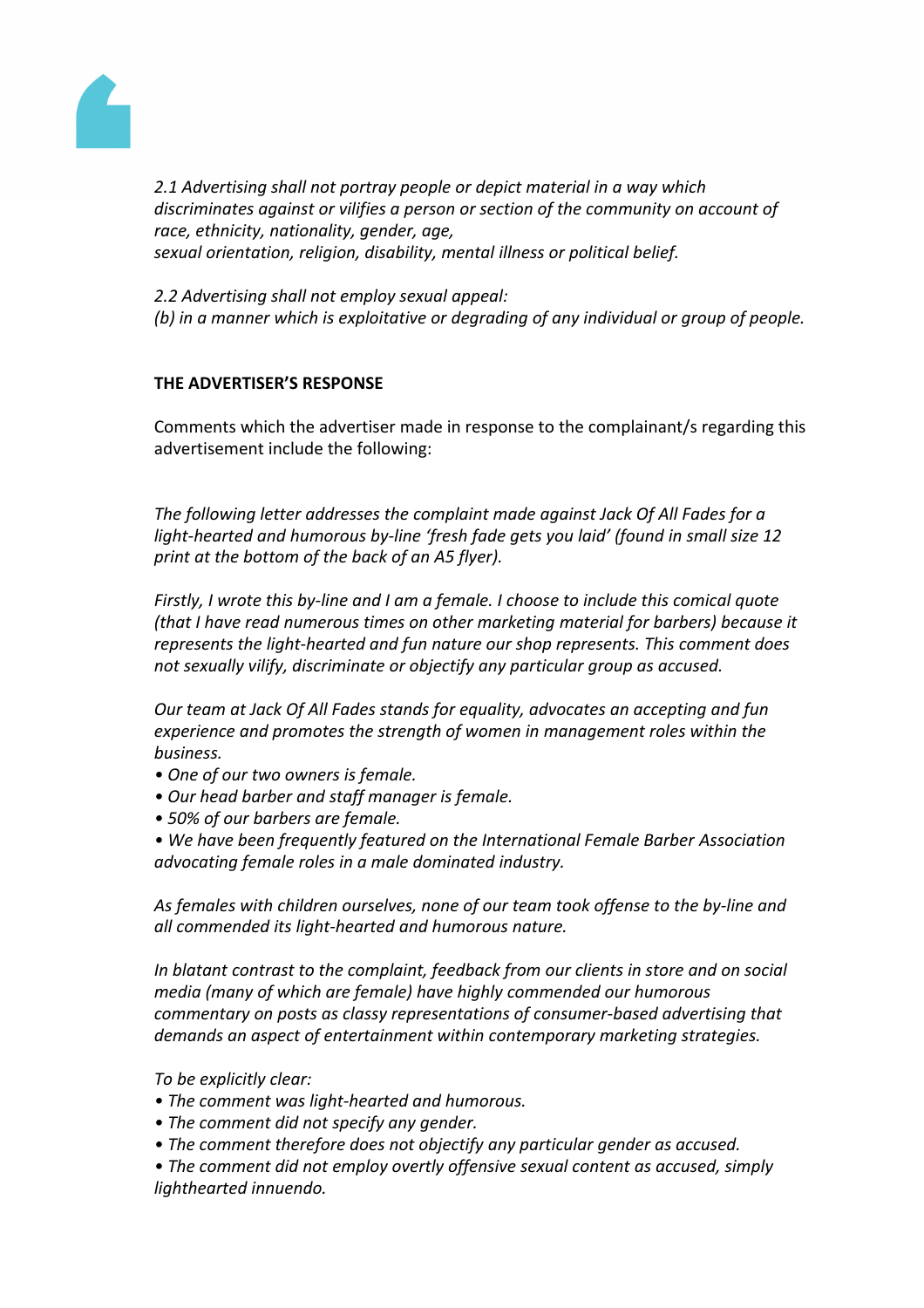*2.1 Advertising shall not portray people or depict material in a way which discriminates against or vilifies a person or section of the community on account of race, ethnicity, nationality, gender, age,*
*sexual orientation, religion, disability, mental illness or political belief.*

*2.2 Advertising shall not employ sexual appeal:*
*(b) in a manner which is exploitative or degrading of any individual or group of people.*

**THE ADVERTISER'S RESPONSE**

Comments which the advertiser made in response to the complainant/s regarding this advertisement include the following:

*The following letter addresses the complaint made against Jack Of All Fades for a light-hearted and humorous by-line 'fresh fade gets you laid' (found in small size 12 print at the bottom of the back of an A5 flyer).*

*Firstly, I wrote this by-line and I am a female. I choose to include this comical quote (that I have read numerous times on other marketing material for barbers) because it represents the light-hearted and fun nature our shop represents. This comment does not sexually vilify, discriminate or objectify any particular group as accused.*

*Our team at Jack Of All Fades stands for equality, advocates an accepting and fun experience and promotes the strength of women in management roles within the business.*

- *One of our two owners is female.*
- *Our head barber and staff manager is female.*
- *50% of our barbers are female.*
- *We have been frequently featured on the International Female Barber Association advocating female roles in a male dominated industry.*

*As females with children ourselves, none of our team took offense to the by-line and all commended its light-hearted and humorous nature.*

*In blatant contrast to the complaint, feedback from our clients in store and on social media (many of which are female) have highly commended our humorous commentary on posts as classy representations of consumer-based advertising that demands an aspect of entertainment within contemporary marketing strategies.*

*To be explicitly clear:*

- *The comment was light-hearted and humorous.*
- *The comment did not specify any gender.*
- *The comment therefore does not objectify any particular gender as accused.*
- *The comment did not employ overtly offensive sexual content as accused, simply lighthearted innuendo.*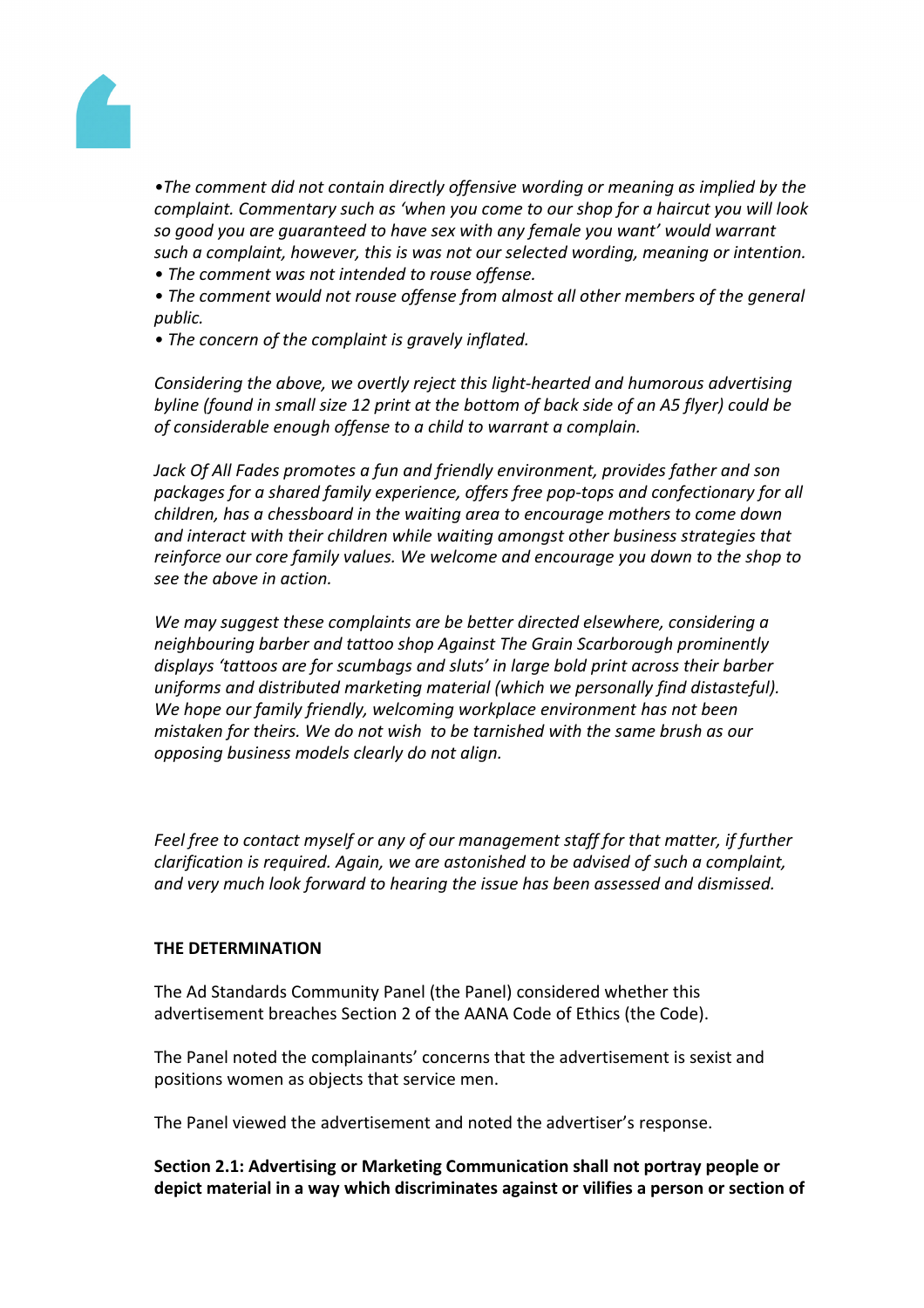*•The comment did not contain directly offensive wording or meaning as implied by the complaint. Commentary such as 'when you come to our shop for a haircut you will look so good you are guaranteed to have sex with any female you want' would warrant such a complaint, however, this is was not our selected wording, meaning or intention.*
*• The comment was not intended to rouse offense.*
*• The comment would not rouse offense from almost all other members of the general public.*
*• The concern of the complaint is gravely inflated.*

*Considering the above, we overtly reject this light-hearted and humorous advertising byline (found in small size 12 print at the bottom of back side of an A5 flyer) could be of considerable enough offense to a child to warrant a complain.*

*Jack Of All Fades promotes a fun and friendly environment, provides father and son packages for a shared family experience, offers free pop-tops and confectionary for all children, has a chessboard in the waiting area to encourage mothers to come down and interact with their children while waiting amongst other business strategies that reinforce our core family values. We welcome and encourage you down to the shop to see the above in action.*

*We may suggest these complaints are be better directed elsewhere, considering a neighbouring barber and tattoo shop Against The Grain Scarborough prominently displays 'tattoos are for scumbags and sluts' in large bold print across their barber uniforms and distributed marketing material (which we personally find distasteful). We hope our family friendly, welcoming workplace environment has not been mistaken for theirs. We do not wish to be tarnished with the same brush as our opposing business models clearly do not align.*

*Feel free to contact myself or any of our management staff for that matter, if further clarification is required. Again, we are astonished to be advised of such a complaint, and very much look forward to hearing the issue has been assessed and dismissed.*

**THE DETERMINATION**

The Ad Standards Community Panel (the Panel) considered whether this advertisement breaches Section 2 of the AANA Code of Ethics (the Code).

The Panel noted the complainants' concerns that the advertisement is sexist and positions women as objects that service men.

The Panel viewed the advertisement and noted the advertiser's response.

**Section 2.1: Advertising or Marketing Communication shall not portray people or depict material in a way which discriminates against or vilifies a person or section of**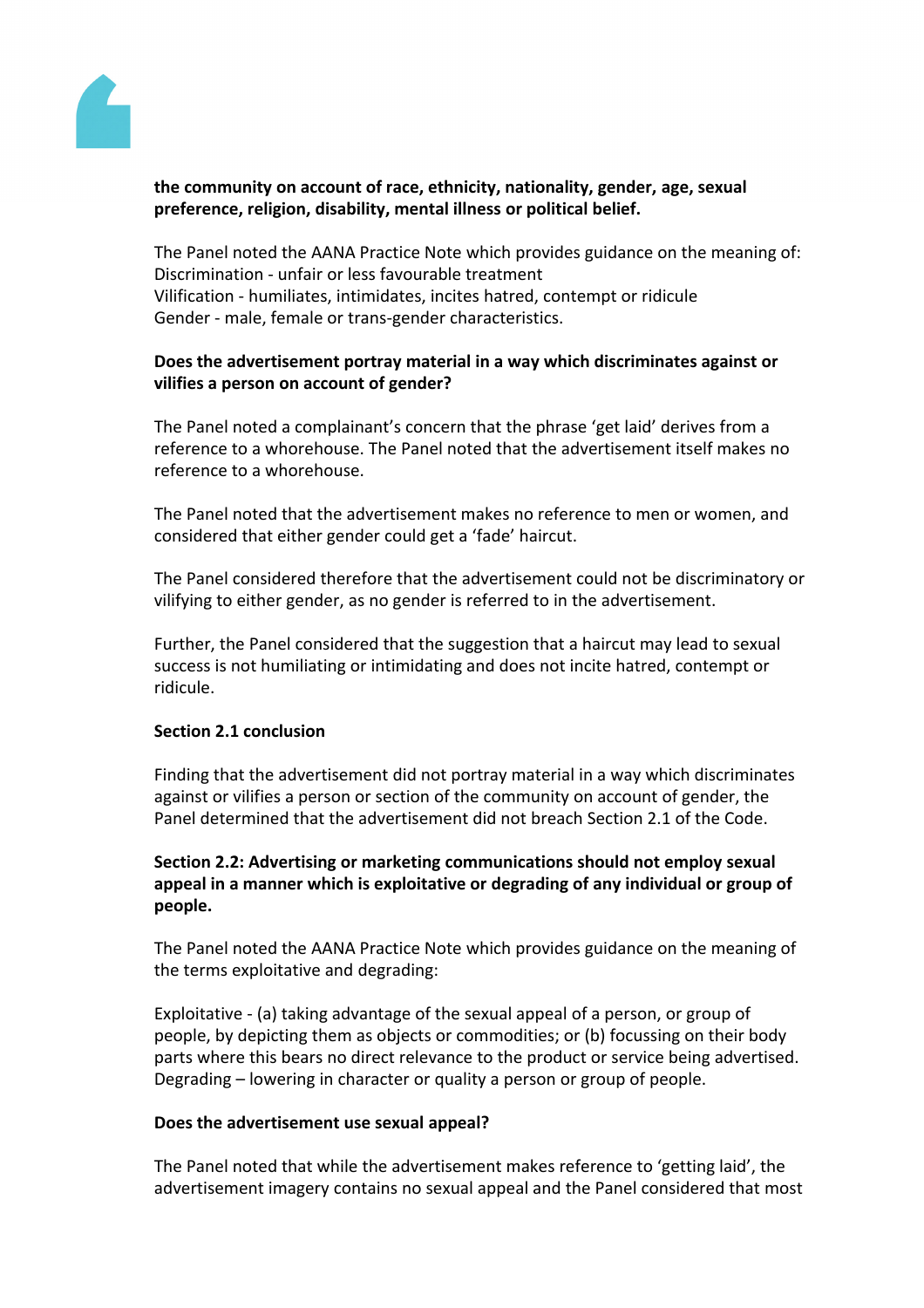**the community on account of race, ethnicity, nationality, gender, age, sexual preference, religion, disability, mental illness or political belief.**

The Panel noted the AANA Practice Note which provides guidance on the meaning of:
Discrimination - unfair or less favourable treatment
Vilification - humiliates, intimidates, incites hatred, contempt or ridicule
Gender - male, female or trans-gender characteristics.

**Does the advertisement portray material in a way which discriminates against or vilifies a person on account of gender?**

The Panel noted a complainant's concern that the phrase 'get laid' derives from a reference to a whorehouse. The Panel noted that the advertisement itself makes no reference to a whorehouse.

The Panel noted that the advertisement makes no reference to men or women, and considered that either gender could get a 'fade' haircut.

The Panel considered therefore that the advertisement could not be discriminatory or vilifying to either gender, as no gender is referred to in the advertisement.

Further, the Panel considered that the suggestion that a haircut may lead to sexual success is not humiliating or intimidating and does not incite hatred, contempt or ridicule.

**Section 2.1 conclusion**

Finding that the advertisement did not portray material in a way which discriminates against or vilifies a person or section of the community on account of gender, the Panel determined that the advertisement did not breach Section 2.1 of the Code.

**Section 2.2: Advertising or marketing communications should not employ sexual appeal in a manner which is exploitative or degrading of any individual or group of people.**

The Panel noted the AANA Practice Note which provides guidance on the meaning of the terms exploitative and degrading:

Exploitative - (a) taking advantage of the sexual appeal of a person, or group of people, by depicting them as objects or commodities; or (b) focussing on their body parts where this bears no direct relevance to the product or service being advertised.
Degrading – lowering in character or quality a person or group of people.

**Does the advertisement use sexual appeal?**

The Panel noted that while the advertisement makes reference to 'getting laid', the advertisement imagery contains no sexual appeal and the Panel considered that most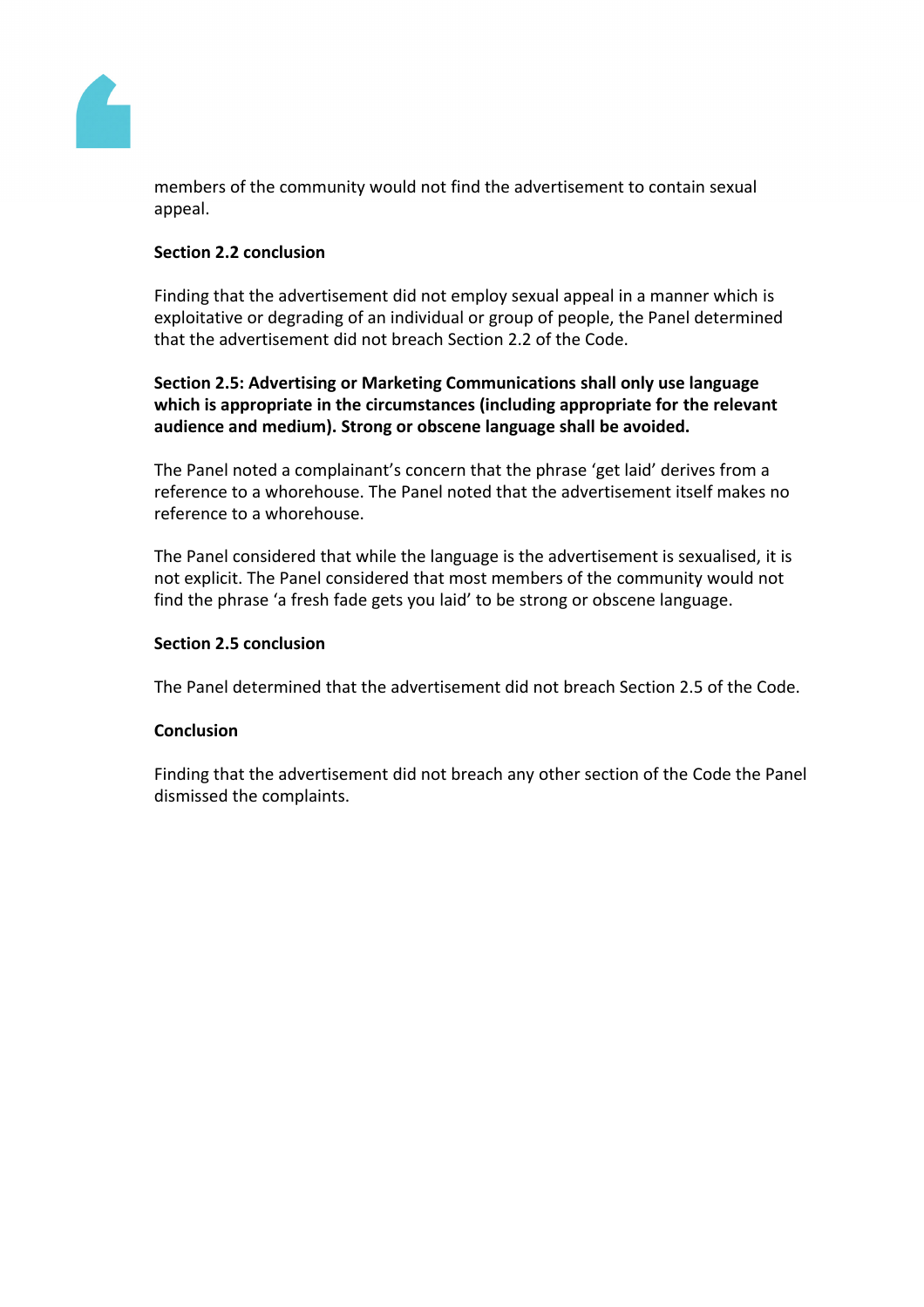members of the community would not find the advertisement to contain sexual appeal.

**Section 2.2 conclusion**

Finding that the advertisement did not employ sexual appeal in a manner which is exploitative or degrading of an individual or group of people, the Panel determined that the advertisement did not breach Section 2.2 of the Code.

**Section 2.5: Advertising or Marketing Communications shall only use language which is appropriate in the circumstances (including appropriate for the relevant audience and medium). Strong or obscene language shall be avoided.**

The Panel noted a complainant's concern that the phrase 'get laid' derives from a reference to a whorehouse. The Panel noted that the advertisement itself makes no reference to a whorehouse.

The Panel considered that while the language is the advertisement is sexualised, it is not explicit. The Panel considered that most members of the community would not find the phrase 'a fresh fade gets you laid' to be strong or obscene language.

**Section 2.5 conclusion**

The Panel determined that the advertisement did not breach Section 2.5 of the Code.

**Conclusion**

Finding that the advertisement did not breach any other section of the Code the Panel dismissed the complaints.